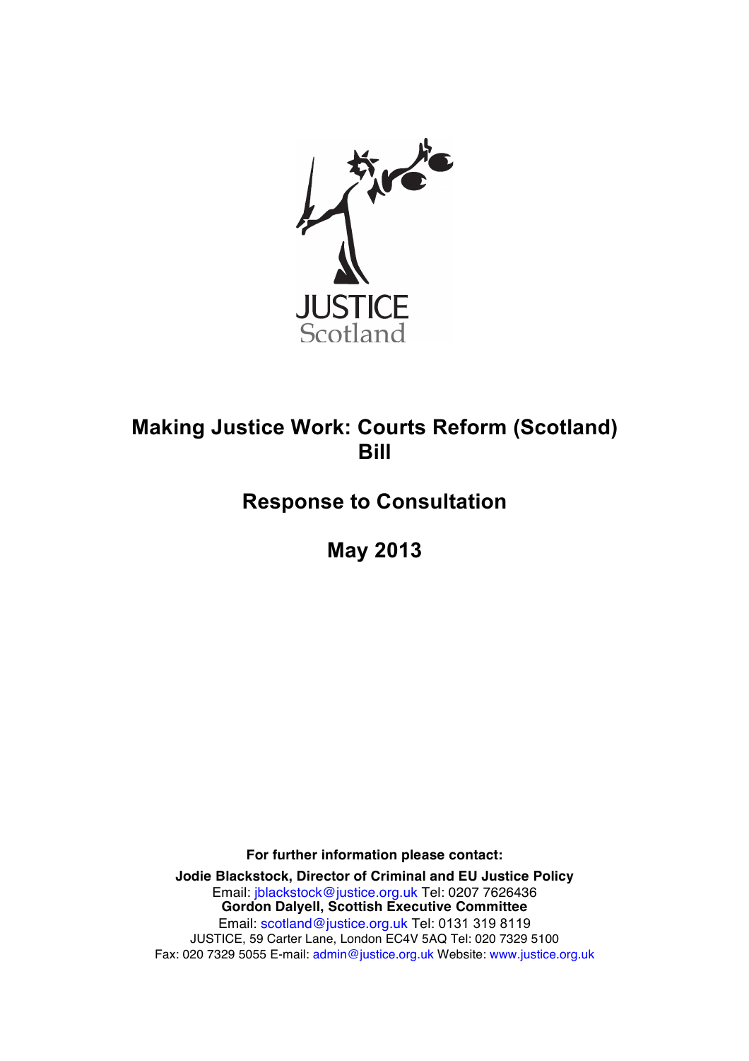JUSTICE
Scotland

# Making Justice Work: Courts Reform (Scotland) Bill

## Response to Consultation

## May 2013

**For further information please contact:**

**Jodie Blackstock, Director of Criminal and EU Justice Policy**
Email: jblackstock@justice.org.uk Tel: 0207 7626436
**Gordon Dalyell, Scottish Executive Committee**
Email: scotland@justice.org.uk Tel: 0131 319 8119
JUSTICE, 59 Carter Lane, London EC4V 5AQ Tel: 020 7329 5100
Fax: 020 7329 5055 E-mail: admin@justice.org.uk Website: www.justice.org.uk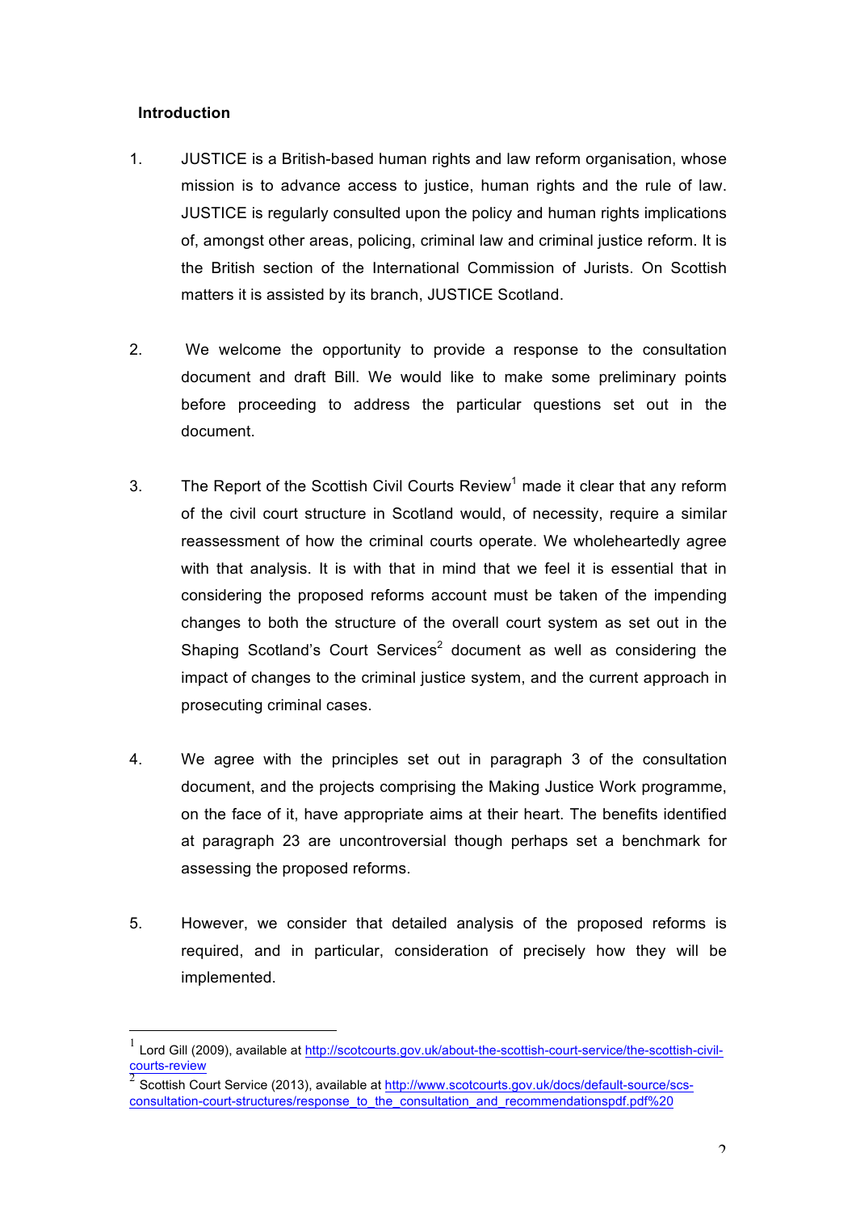## Introduction

1. JUSTICE is a British-based human rights and law reform organisation, whose mission is to advance access to justice, human rights and the rule of law. JUSTICE is regularly consulted upon the policy and human rights implications of, amongst other areas, policing, criminal law and criminal justice reform. It is the British section of the International Commission of Jurists. On Scottish matters it is assisted by its branch, JUSTICE Scotland.

2. We welcome the opportunity to provide a response to the consultation document and draft Bill. We would like to make some preliminary points before proceeding to address the particular questions set out in the document.

3. The Report of the Scottish Civil Courts Review[1] made it clear that any reform of the civil court structure in Scotland would, of necessity, require a similar reassessment of how the criminal courts operate. We wholeheartedly agree with that analysis. It is with that in mind that we feel it is essential that in considering the proposed reforms account must be taken of the impending changes to both the structure of the overall court system as set out in the Shaping Scotland's Court Services[2] document as well as considering the impact of changes to the criminal justice system, and the current approach in prosecuting criminal cases.

4. We agree with the principles set out in paragraph 3 of the consultation document, and the projects comprising the Making Justice Work programme, on the face of it, have appropriate aims at their heart. The benefits identified at paragraph 23 are uncontroversial though perhaps set a benchmark for assessing the proposed reforms.

5. However, we consider that detailed analysis of the proposed reforms is required, and in particular, consideration of precisely how they will be implemented.

---

[1] Lord Gill (2009), available at http://scotcourts.gov.uk/about-the-scottish-court-service/the-scottish-civil-courts-review

[2] Scottish Court Service (2013), available at http://www.scotcourts.gov.uk/docs/default-source/scs-consultation-court-structures/response_to_the_consultation_and_recommendationspdf.pdf%20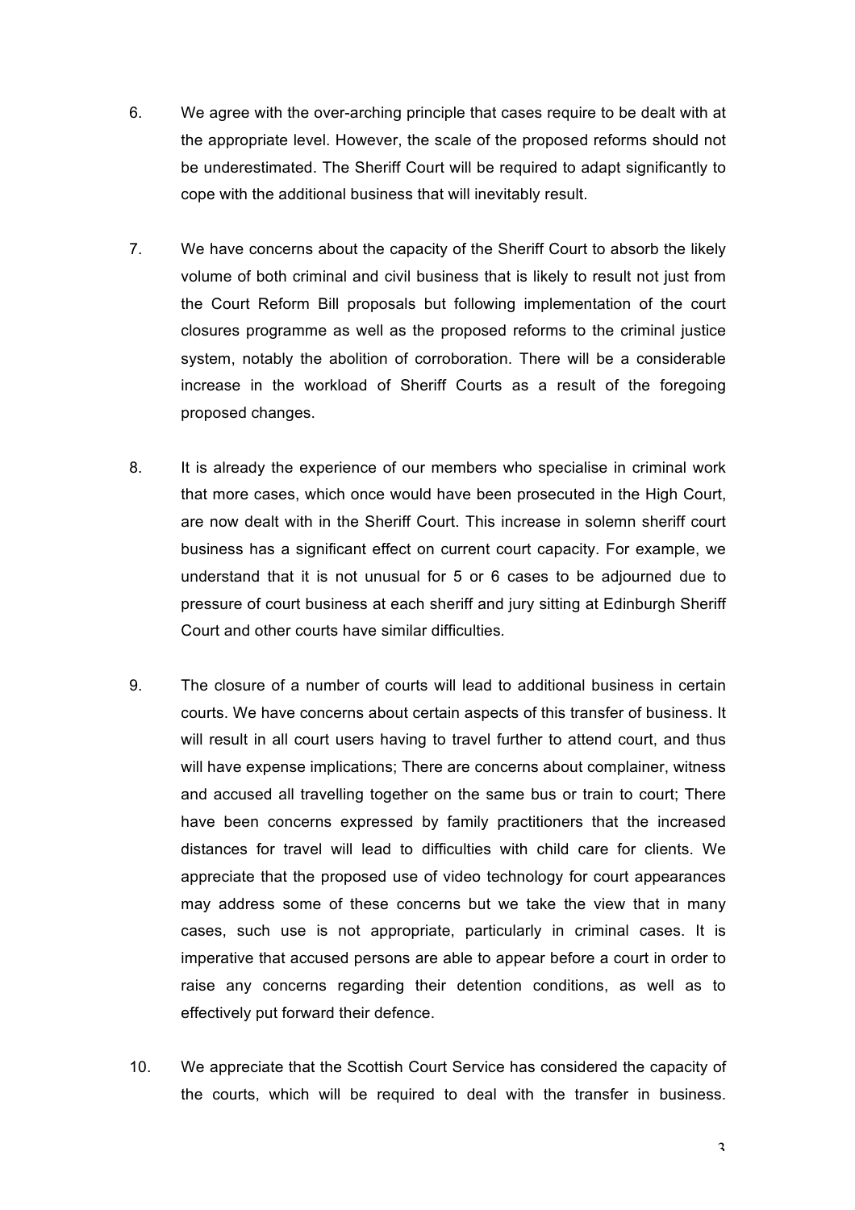6. We agree with the over-arching principle that cases require to be dealt with at the appropriate level. However, the scale of the proposed reforms should not be underestimated. The Sheriff Court will be required to adapt significantly to cope with the additional business that will inevitably result.

7. We have concerns about the capacity of the Sheriff Court to absorb the likely volume of both criminal and civil business that is likely to result not just from the Court Reform Bill proposals but following implementation of the court closures programme as well as the proposed reforms to the criminal justice system, notably the abolition of corroboration. There will be a considerable increase in the workload of Sheriff Courts as a result of the foregoing proposed changes.

8. It is already the experience of our members who specialise in criminal work that more cases, which once would have been prosecuted in the High Court, are now dealt with in the Sheriff Court. This increase in solemn sheriff court business has a significant effect on current court capacity. For example, we understand that it is not unusual for 5 or 6 cases to be adjourned due to pressure of court business at each sheriff and jury sitting at Edinburgh Sheriff Court and other courts have similar difficulties.

9. The closure of a number of courts will lead to additional business in certain courts. We have concerns about certain aspects of this transfer of business. It will result in all court users having to travel further to attend court, and thus will have expense implications; There are concerns about complainer, witness and accused all travelling together on the same bus or train to court; There have been concerns expressed by family practitioners that the increased distances for travel will lead to difficulties with child care for clients. We appreciate that the proposed use of video technology for court appearances may address some of these concerns but we take the view that in many cases, such use is not appropriate, particularly in criminal cases. It is imperative that accused persons are able to appear before a court in order to raise any concerns regarding their detention conditions, as well as to effectively put forward their defence.

10. We appreciate that the Scottish Court Service has considered the capacity of the courts, which will be required to deal with the transfer in business.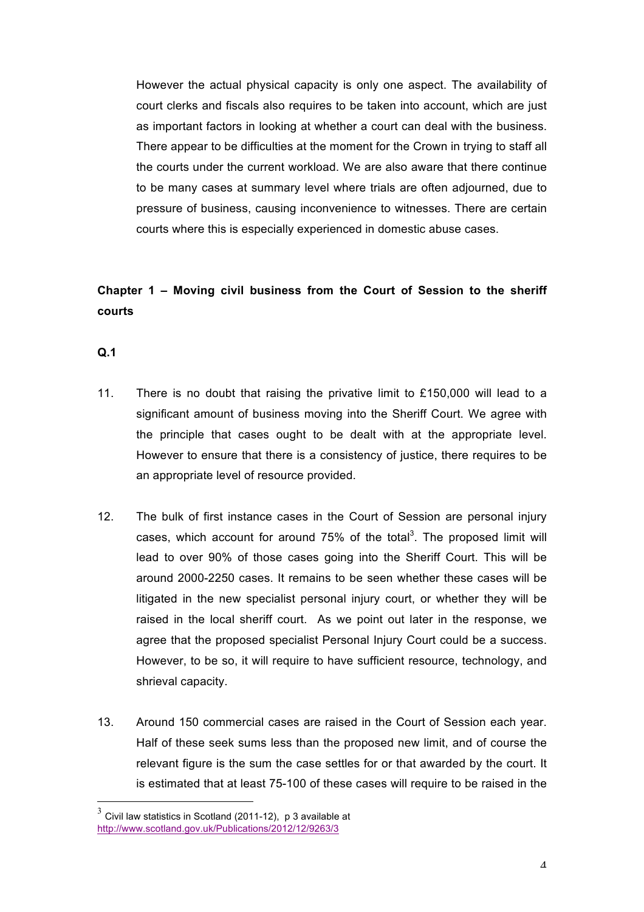However the actual physical capacity is only one aspect. The availability of court clerks and fiscals also requires to be taken into account, which are just as important factors in looking at whether a court can deal with the business. There appear to be difficulties at the moment for the Crown in trying to staff all the courts under the current workload. We are also aware that there continue to be many cases at summary level where trials are often adjourned, due to pressure of business, causing inconvenience to witnesses. There are certain courts where this is especially experienced in domestic abuse cases.

## Chapter 1 – Moving civil business from the Court of Session to the sheriff courts

**Q.1**

11. There is no doubt that raising the privative limit to £150,000 will lead to a significant amount of business moving into the Sheriff Court. We agree with the principle that cases ought to be dealt with at the appropriate level. However to ensure that there is a consistency of justice, there requires to be an appropriate level of resource provided.

12. The bulk of first instance cases in the Court of Session are personal injury cases, which account for around 75% of the total[3]. The proposed limit will lead to over 90% of those cases going into the Sheriff Court. This will be around 2000-2250 cases. It remains to be seen whether these cases will be litigated in the new specialist personal injury court, or whether they will be raised in the local sheriff court. As we point out later in the response, we agree that the proposed specialist Personal Injury Court could be a success. However, to be so, it will require to have sufficient resource, technology, and shrieval capacity.

13. Around 150 commercial cases are raised in the Court of Session each year. Half of these seek sums less than the proposed new limit, and of course the relevant figure is the sum the case settles for or that awarded by the court. It is estimated that at least 75-100 of these cases will require to be raised in the

---

[3] Civil law statistics in Scotland (2011-12), p 3 available at http://www.scotland.gov.uk/Publications/2012/12/9263/3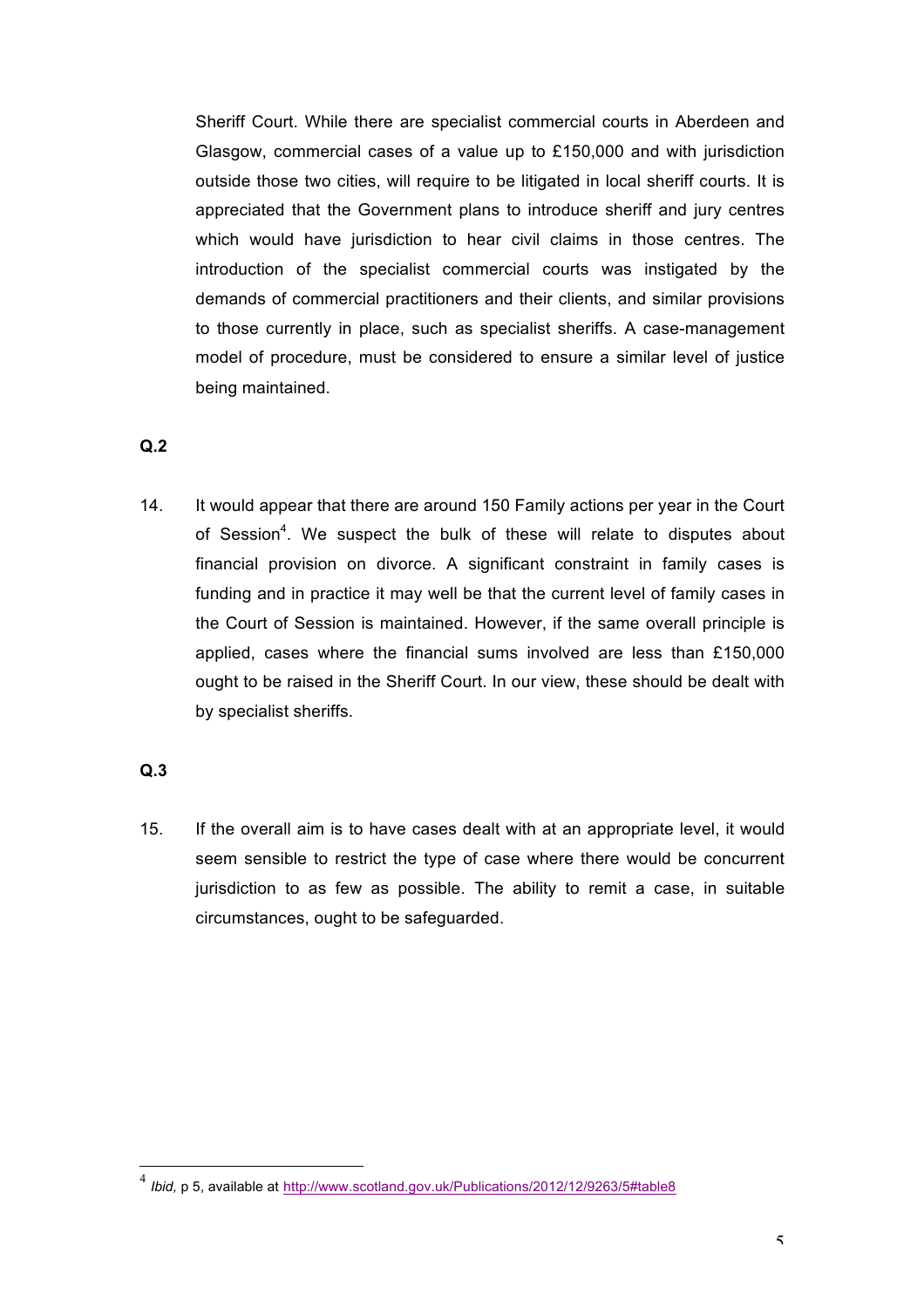Sheriff Court. While there are specialist commercial courts in Aberdeen and Glasgow, commercial cases of a value up to £150,000 and with jurisdiction outside those two cities, will require to be litigated in local sheriff courts. It is appreciated that the Government plans to introduce sheriff and jury centres which would have jurisdiction to hear civil claims in those centres. The introduction of the specialist commercial courts was instigated by the demands of commercial practitioners and their clients, and similar provisions to those currently in place, such as specialist sheriffs. A case-management model of procedure, must be considered to ensure a similar level of justice being maintained.

**Q.2**

14. It would appear that there are around 150 Family actions per year in the Court of Session[4]. We suspect the bulk of these will relate to disputes about financial provision on divorce. A significant constraint in family cases is funding and in practice it may well be that the current level of family cases in the Court of Session is maintained. However, if the same overall principle is applied, cases where the financial sums involved are less than £150,000 ought to be raised in the Sheriff Court. In our view, these should be dealt with by specialist sheriffs.

**Q.3**

15. If the overall aim is to have cases dealt with at an appropriate level, it would seem sensible to restrict the type of case where there would be concurrent jurisdiction to as few as possible. The ability to remit a case, in suitable circumstances, ought to be safeguarded.

---

[4] *Ibid,* p 5, available at http://www.scotland.gov.uk/Publications/2012/12/9263/5#table8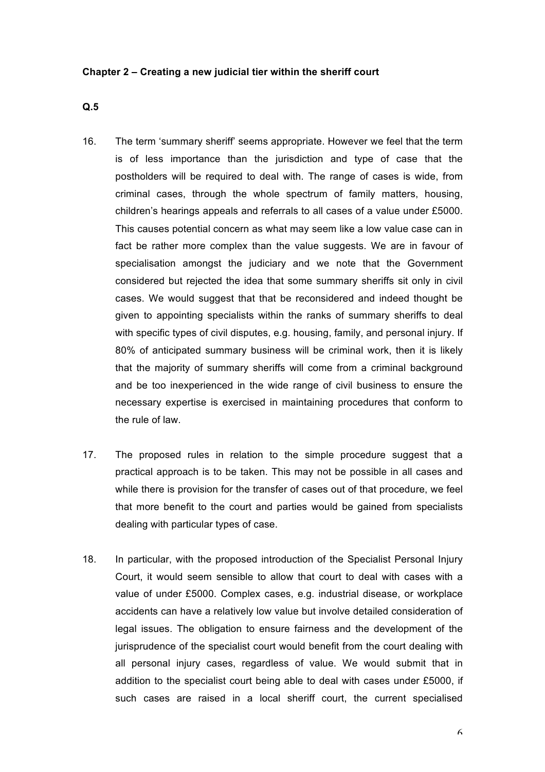**Chapter 2 – Creating a new judicial tier within the sheriff court**

**Q.5**

16. The term 'summary sheriff' seems appropriate. However we feel that the term is of less importance than the jurisdiction and type of case that the postholders will be required to deal with. The range of cases is wide, from criminal cases, through the whole spectrum of family matters, housing, children's hearings appeals and referrals to all cases of a value under £5000. This causes potential concern as what may seem like a low value case can in fact be rather more complex than the value suggests. We are in favour of specialisation amongst the judiciary and we note that the Government considered but rejected the idea that some summary sheriffs sit only in civil cases. We would suggest that that be reconsidered and indeed thought be given to appointing specialists within the ranks of summary sheriffs to deal with specific types of civil disputes, e.g. housing, family, and personal injury. If 80% of anticipated summary business will be criminal work, then it is likely that the majority of summary sheriffs will come from a criminal background and be too inexperienced in the wide range of civil business to ensure the necessary expertise is exercised in maintaining procedures that conform to the rule of law.

17. The proposed rules in relation to the simple procedure suggest that a practical approach is to be taken. This may not be possible in all cases and while there is provision for the transfer of cases out of that procedure, we feel that more benefit to the court and parties would be gained from specialists dealing with particular types of case.

18. In particular, with the proposed introduction of the Specialist Personal Injury Court, it would seem sensible to allow that court to deal with cases with a value of under £5000. Complex cases, e.g. industrial disease, or workplace accidents can have a relatively low value but involve detailed consideration of legal issues. The obligation to ensure fairness and the development of the jurisprudence of the specialist court would benefit from the court dealing with all personal injury cases, regardless of value. We would submit that in addition to the specialist court being able to deal with cases under £5000, if such cases are raised in a local sheriff court, the current specialised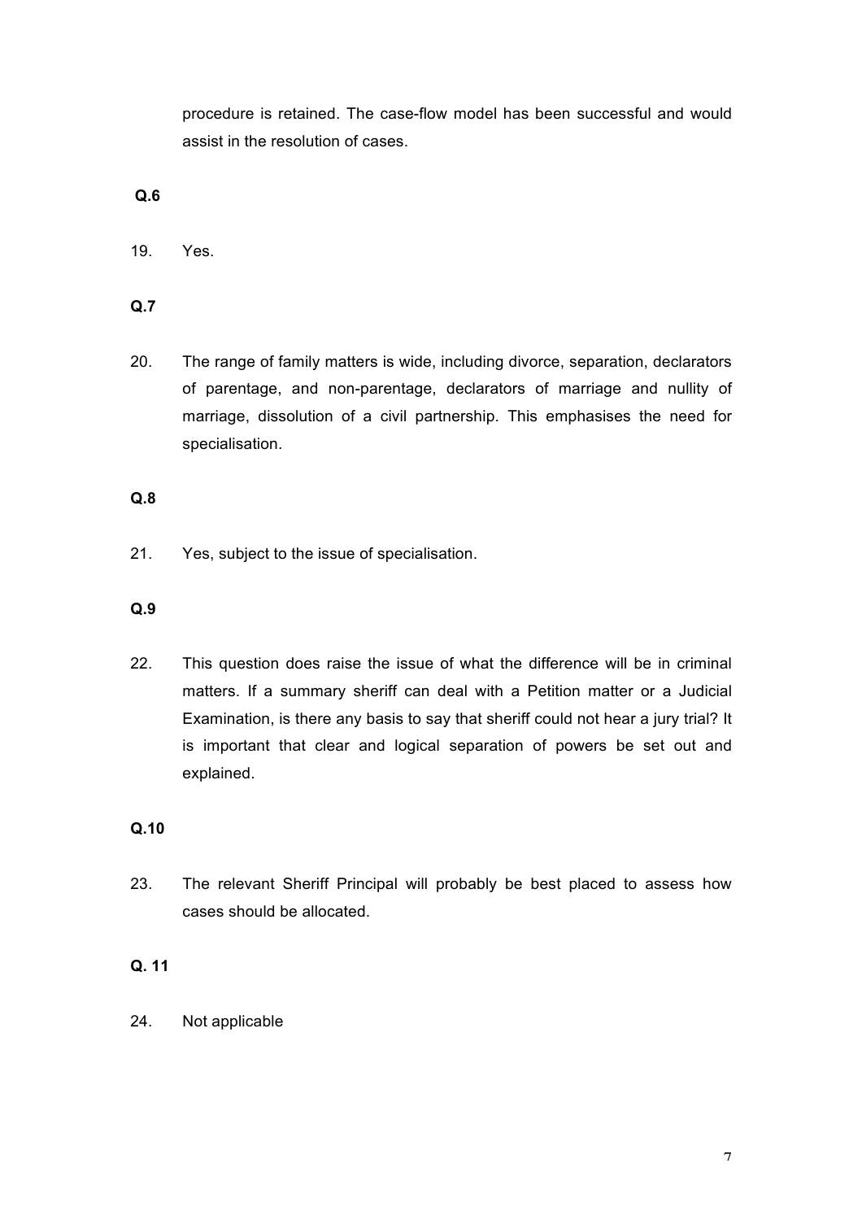procedure is retained. The case-flow model has been successful and would assist in the resolution of cases.

**Q.6**

19. Yes.

**Q.7**

20. The range of family matters is wide, including divorce, separation, declarators of parentage, and non-parentage, declarators of marriage and nullity of marriage, dissolution of a civil partnership. This emphasises the need for specialisation.

**Q.8**

21. Yes, subject to the issue of specialisation.

**Q.9**

22. This question does raise the issue of what the difference will be in criminal matters. If a summary sheriff can deal with a Petition matter or a Judicial Examination, is there any basis to say that sheriff could not hear a jury trial? It is important that clear and logical separation of powers be set out and explained.

**Q.10**

23. The relevant Sheriff Principal will probably be best placed to assess how cases should be allocated.

**Q. 11**

24. Not applicable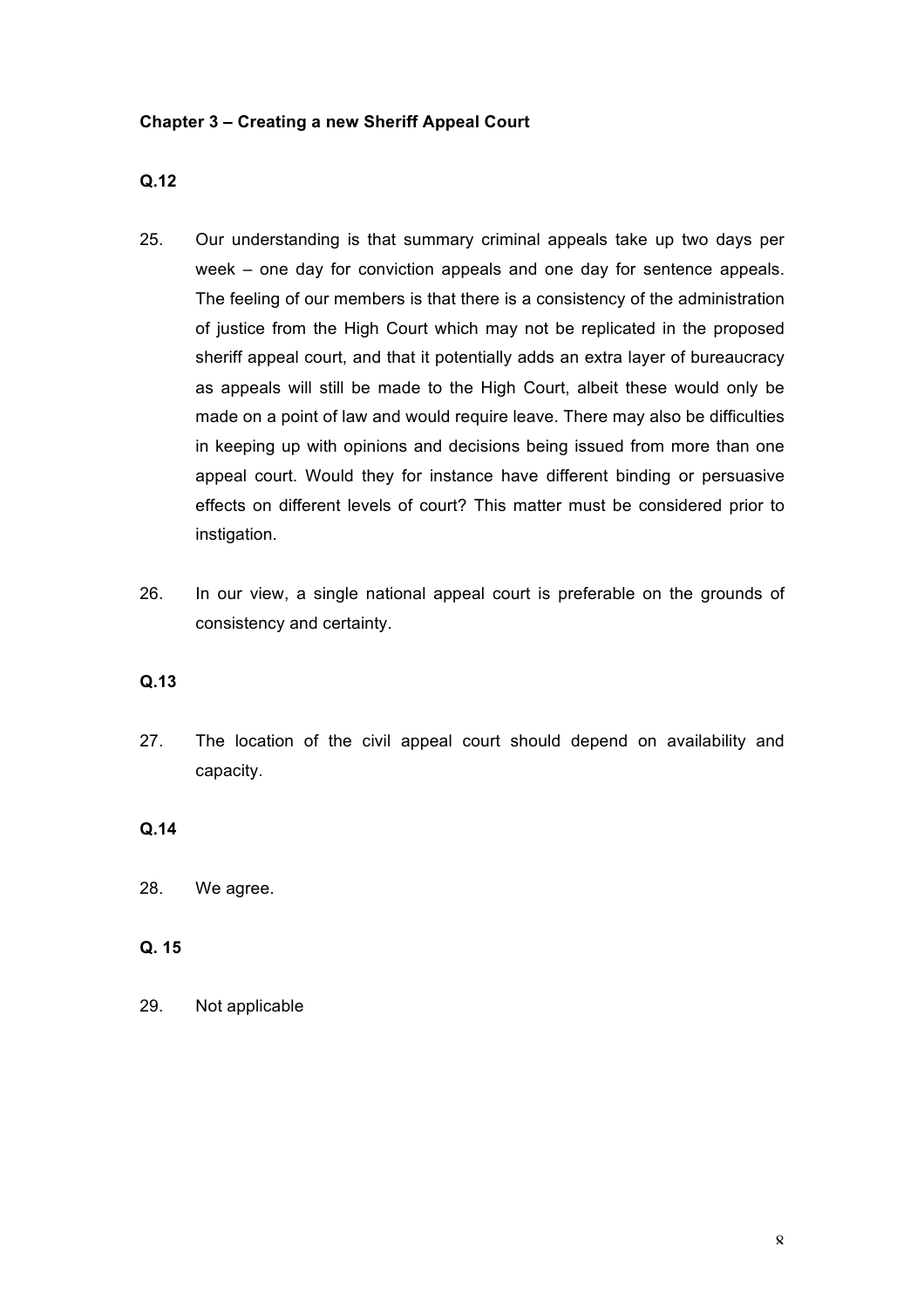**Chapter 3 – Creating a new Sheriff Appeal Court**

**Q.12**

25. Our understanding is that summary criminal appeals take up two days per week – one day for conviction appeals and one day for sentence appeals. The feeling of our members is that there is a consistency of the administration of justice from the High Court which may not be replicated in the proposed sheriff appeal court, and that it potentially adds an extra layer of bureaucracy as appeals will still be made to the High Court, albeit these would only be made on a point of law and would require leave. There may also be difficulties in keeping up with opinions and decisions being issued from more than one appeal court. Would they for instance have different binding or persuasive effects on different levels of court? This matter must be considered prior to instigation.

26. In our view, a single national appeal court is preferable on the grounds of consistency and certainty.

**Q.13**

27. The location of the civil appeal court should depend on availability and capacity.

**Q.14**

28. We agree.

**Q. 15**

29. Not applicable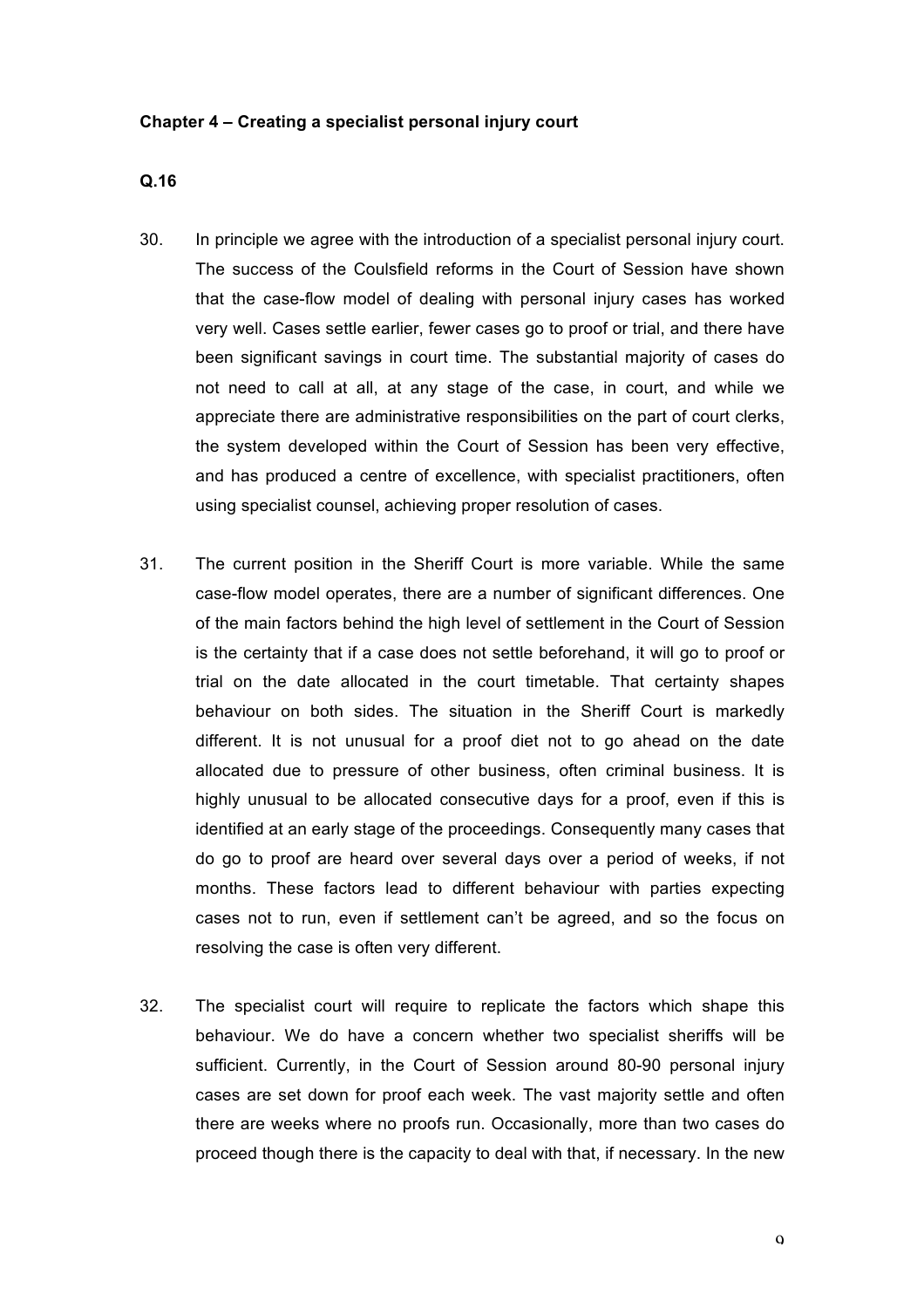**Chapter 4 – Creating a specialist personal injury court**

**Q.16**

30. In principle we agree with the introduction of a specialist personal injury court. The success of the Coulsfield reforms in the Court of Session have shown that the case-flow model of dealing with personal injury cases has worked very well. Cases settle earlier, fewer cases go to proof or trial, and there have been significant savings in court time. The substantial majority of cases do not need to call at all, at any stage of the case, in court, and while we appreciate there are administrative responsibilities on the part of court clerks, the system developed within the Court of Session has been very effective, and has produced a centre of excellence, with specialist practitioners, often using specialist counsel, achieving proper resolution of cases.

31. The current position in the Sheriff Court is more variable. While the same case-flow model operates, there are a number of significant differences. One of the main factors behind the high level of settlement in the Court of Session is the certainty that if a case does not settle beforehand, it will go to proof or trial on the date allocated in the court timetable. That certainty shapes behaviour on both sides. The situation in the Sheriff Court is markedly different. It is not unusual for a proof diet not to go ahead on the date allocated due to pressure of other business, often criminal business. It is highly unusual to be allocated consecutive days for a proof, even if this is identified at an early stage of the proceedings. Consequently many cases that do go to proof are heard over several days over a period of weeks, if not months. These factors lead to different behaviour with parties expecting cases not to run, even if settlement can't be agreed, and so the focus on resolving the case is often very different.

32. The specialist court will require to replicate the factors which shape this behaviour. We do have a concern whether two specialist sheriffs will be sufficient. Currently, in the Court of Session around 80-90 personal injury cases are set down for proof each week. The vast majority settle and often there are weeks where no proofs run. Occasionally, more than two cases do proceed though there is the capacity to deal with that, if necessary. In the new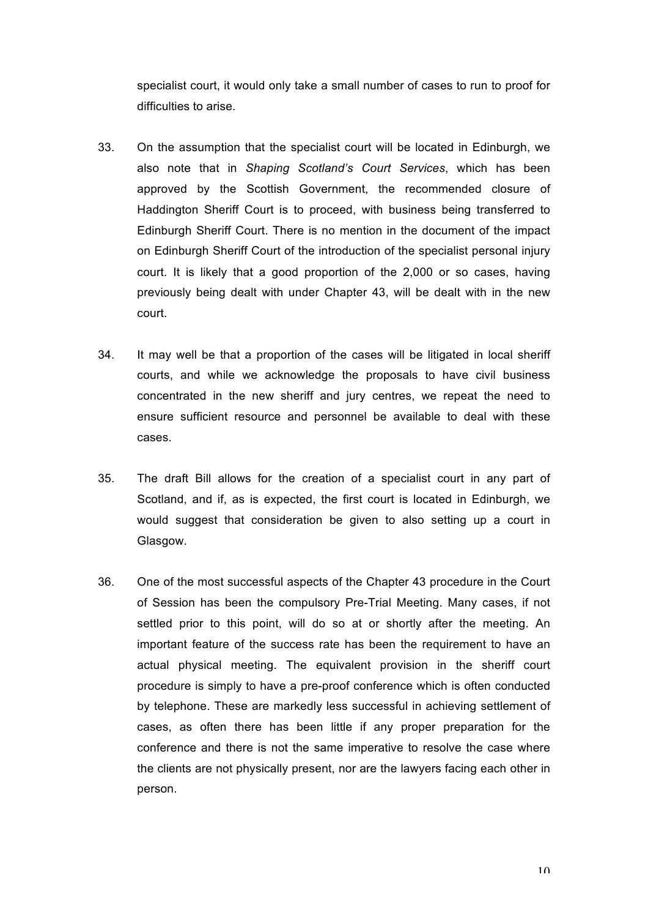specialist court, it would only take a small number of cases to run to proof for difficulties to arise.

33. On the assumption that the specialist court will be located in Edinburgh, we also note that in *Shaping Scotland's Court Services*, which has been approved by the Scottish Government, the recommended closure of Haddington Sheriff Court is to proceed, with business being transferred to Edinburgh Sheriff Court. There is no mention in the document of the impact on Edinburgh Sheriff Court of the introduction of the specialist personal injury court. It is likely that a good proportion of the 2,000 or so cases, having previously being dealt with under Chapter 43, will be dealt with in the new court.

34. It may well be that a proportion of the cases will be litigated in local sheriff courts, and while we acknowledge the proposals to have civil business concentrated in the new sheriff and jury centres, we repeat the need to ensure sufficient resource and personnel be available to deal with these cases.

35. The draft Bill allows for the creation of a specialist court in any part of Scotland, and if, as is expected, the first court is located in Edinburgh, we would suggest that consideration be given to also setting up a court in Glasgow.

36. One of the most successful aspects of the Chapter 43 procedure in the Court of Session has been the compulsory Pre-Trial Meeting. Many cases, if not settled prior to this point, will do so at or shortly after the meeting. An important feature of the success rate has been the requirement to have an actual physical meeting. The equivalent provision in the sheriff court procedure is simply to have a pre-proof conference which is often conducted by telephone. These are markedly less successful in achieving settlement of cases, as often there has been little if any proper preparation for the conference and there is not the same imperative to resolve the case where the clients are not physically present, nor are the lawyers facing each other in person.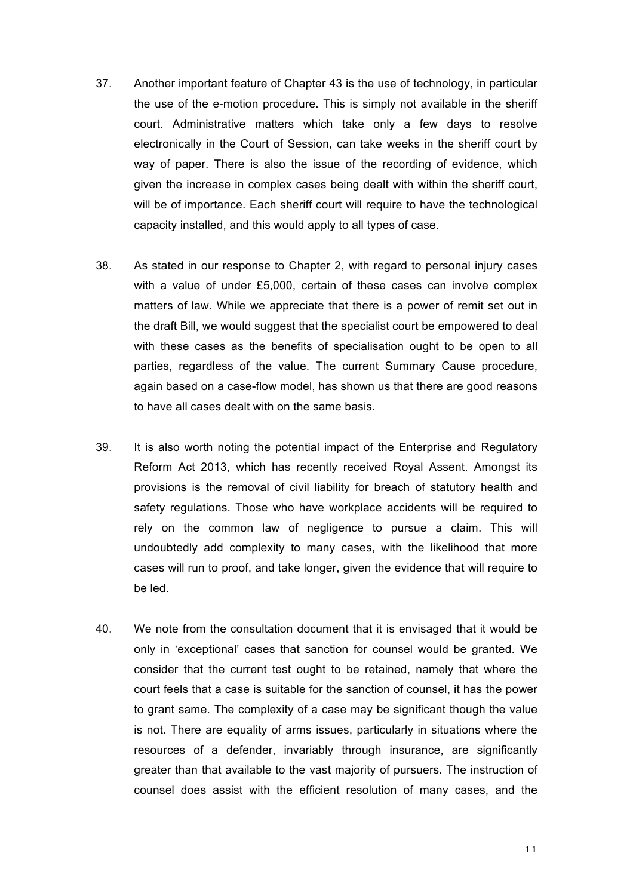37. Another important feature of Chapter 43 is the use of technology, in particular the use of the e-motion procedure. This is simply not available in the sheriff court. Administrative matters which take only a few days to resolve electronically in the Court of Session, can take weeks in the sheriff court by way of paper. There is also the issue of the recording of evidence, which given the increase in complex cases being dealt with within the sheriff court, will be of importance. Each sheriff court will require to have the technological capacity installed, and this would apply to all types of case.

38. As stated in our response to Chapter 2, with regard to personal injury cases with a value of under £5,000, certain of these cases can involve complex matters of law. While we appreciate that there is a power of remit set out in the draft Bill, we would suggest that the specialist court be empowered to deal with these cases as the benefits of specialisation ought to be open to all parties, regardless of the value. The current Summary Cause procedure, again based on a case-flow model, has shown us that there are good reasons to have all cases dealt with on the same basis.

39. It is also worth noting the potential impact of the Enterprise and Regulatory Reform Act 2013, which has recently received Royal Assent. Amongst its provisions is the removal of civil liability for breach of statutory health and safety regulations. Those who have workplace accidents will be required to rely on the common law of negligence to pursue a claim. This will undoubtedly add complexity to many cases, with the likelihood that more cases will run to proof, and take longer, given the evidence that will require to be led.

40. We note from the consultation document that it is envisaged that it would be only in 'exceptional' cases that sanction for counsel would be granted. We consider that the current test ought to be retained, namely that where the court feels that a case is suitable for the sanction of counsel, it has the power to grant same. The complexity of a case may be significant though the value is not. There are equality of arms issues, particularly in situations where the resources of a defender, invariably through insurance, are significantly greater than that available to the vast majority of pursuers. The instruction of counsel does assist with the efficient resolution of many cases, and the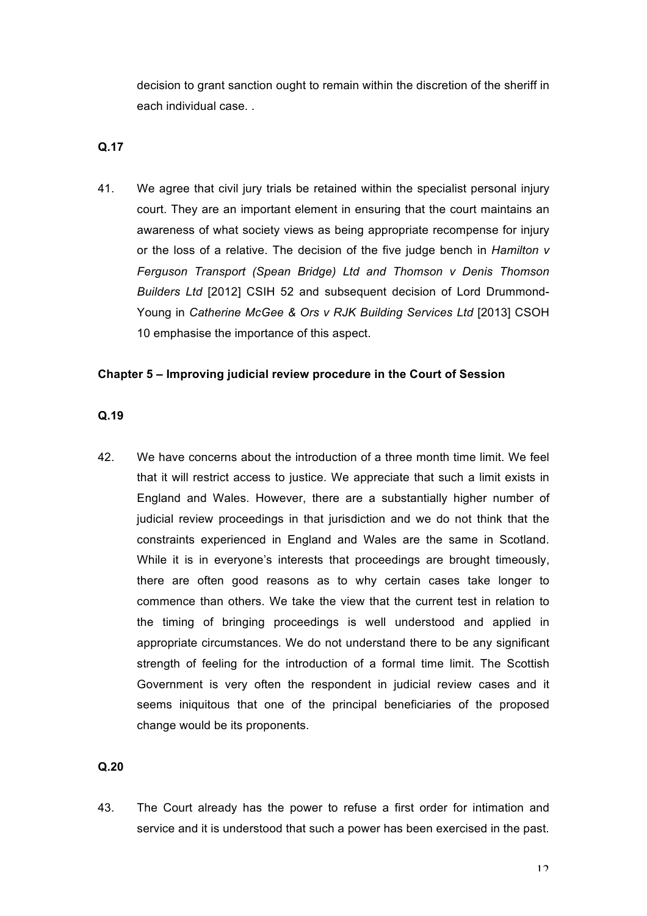decision to grant sanction ought to remain within the discretion of the sheriff in each individual case. .

**Q.17**

41. We agree that civil jury trials be retained within the specialist personal injury court. They are an important element in ensuring that the court maintains an awareness of what society views as being appropriate recompense for injury or the loss of a relative. The decision of the five judge bench in *Hamilton v Ferguson Transport (Spean Bridge) Ltd and Thomson v Denis Thomson Builders Ltd* [2012] CSIH 52 and subsequent decision of Lord Drummond-Young in *Catherine McGee & Ors v RJK Building Services Ltd* [2013] CSOH 10 emphasise the importance of this aspect.

**Chapter 5 – Improving judicial review procedure in the Court of Session**

**Q.19**

42. We have concerns about the introduction of a three month time limit. We feel that it will restrict access to justice. We appreciate that such a limit exists in England and Wales. However, there are a substantially higher number of judicial review proceedings in that jurisdiction and we do not think that the constraints experienced in England and Wales are the same in Scotland. While it is in everyone's interests that proceedings are brought timeously, there are often good reasons as to why certain cases take longer to commence than others. We take the view that the current test in relation to the timing of bringing proceedings is well understood and applied in appropriate circumstances. We do not understand there to be any significant strength of feeling for the introduction of a formal time limit. The Scottish Government is very often the respondent in judicial review cases and it seems iniquitous that one of the principal beneficiaries of the proposed change would be its proponents.

**Q.20**

43. The Court already has the power to refuse a first order for intimation and service and it is understood that such a power has been exercised in the past.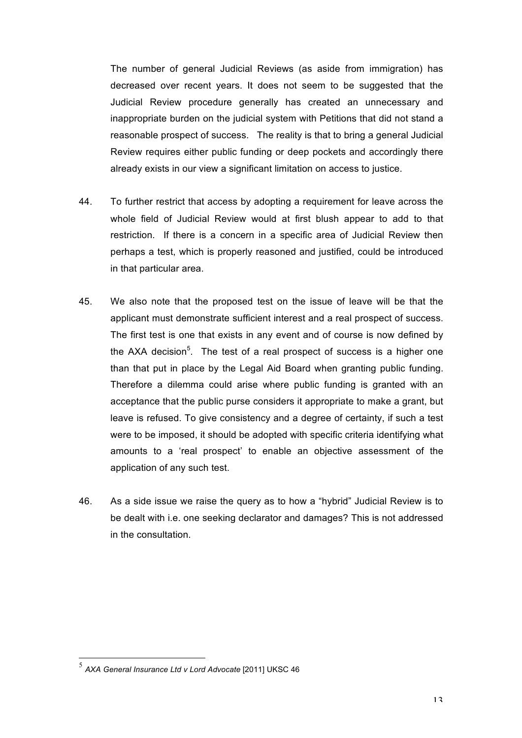The number of general Judicial Reviews (as aside from immigration) has decreased over recent years. It does not seem to be suggested that the Judicial Review procedure generally has created an unnecessary and inappropriate burden on the judicial system with Petitions that did not stand a reasonable prospect of success. The reality is that to bring a general Judicial Review requires either public funding or deep pockets and accordingly there already exists in our view a significant limitation on access to justice.

44. To further restrict that access by adopting a requirement for leave across the whole field of Judicial Review would at first blush appear to add to that restriction. If there is a concern in a specific area of Judicial Review then perhaps a test, which is properly reasoned and justified, could be introduced in that particular area.

45. We also note that the proposed test on the issue of leave will be that the applicant must demonstrate sufficient interest and a real prospect of success. The first test is one that exists in any event and of course is now defined by the AXA decision[5]. The test of a real prospect of success is a higher one than that put in place by the Legal Aid Board when granting public funding. Therefore a dilemma could arise where public funding is granted with an acceptance that the public purse considers it appropriate to make a grant, but leave is refused. To give consistency and a degree of certainty, if such a test were to be imposed, it should be adopted with specific criteria identifying what amounts to a 'real prospect' to enable an objective assessment of the application of any such test.

46. As a side issue we raise the query as to how a "hybrid" Judicial Review is to be dealt with i.e. one seeking declarator and damages? This is not addressed in the consultation.

[5] *AXA General Insurance Ltd v Lord Advocate* [2011] UKSC 46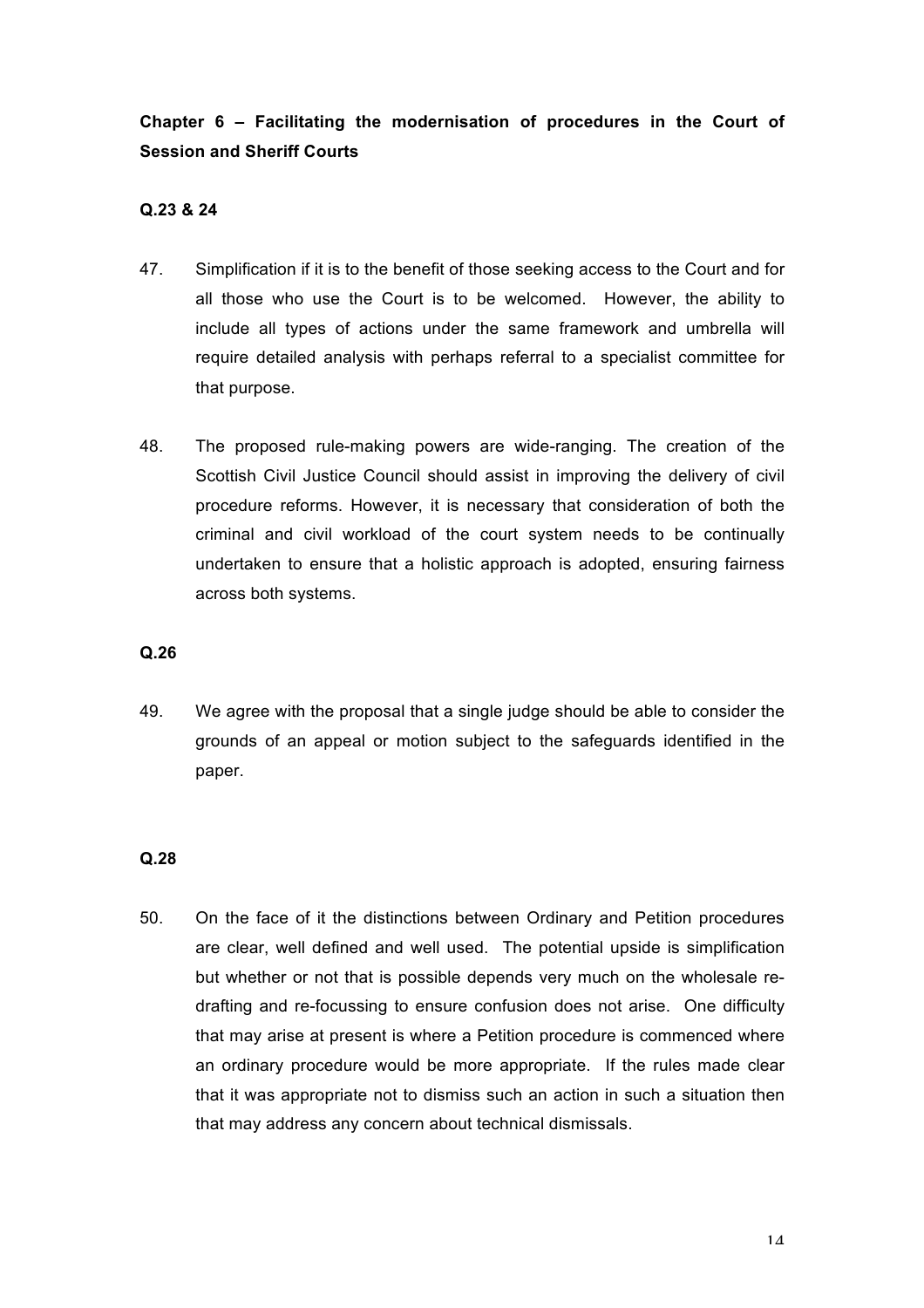**Chapter 6 – Facilitating the modernisation of procedures in the Court of Session and Sheriff Courts**

**Q.23 & 24**

47. Simplification if it is to the benefit of those seeking access to the Court and for all those who use the Court is to be welcomed. However, the ability to include all types of actions under the same framework and umbrella will require detailed analysis with perhaps referral to a specialist committee for that purpose.

48. The proposed rule-making powers are wide-ranging. The creation of the Scottish Civil Justice Council should assist in improving the delivery of civil procedure reforms. However, it is necessary that consideration of both the criminal and civil workload of the court system needs to be continually undertaken to ensure that a holistic approach is adopted, ensuring fairness across both systems.

**Q.26**

49. We agree with the proposal that a single judge should be able to consider the grounds of an appeal or motion subject to the safeguards identified in the paper.

**Q.28**

50. On the face of it the distinctions between Ordinary and Petition procedures are clear, well defined and well used. The potential upside is simplification but whether or not that is possible depends very much on the wholesale re-drafting and re-focussing to ensure confusion does not arise. One difficulty that may arise at present is where a Petition procedure is commenced where an ordinary procedure would be more appropriate. If the rules made clear that it was appropriate not to dismiss such an action in such a situation then that may address any concern about technical dismissals.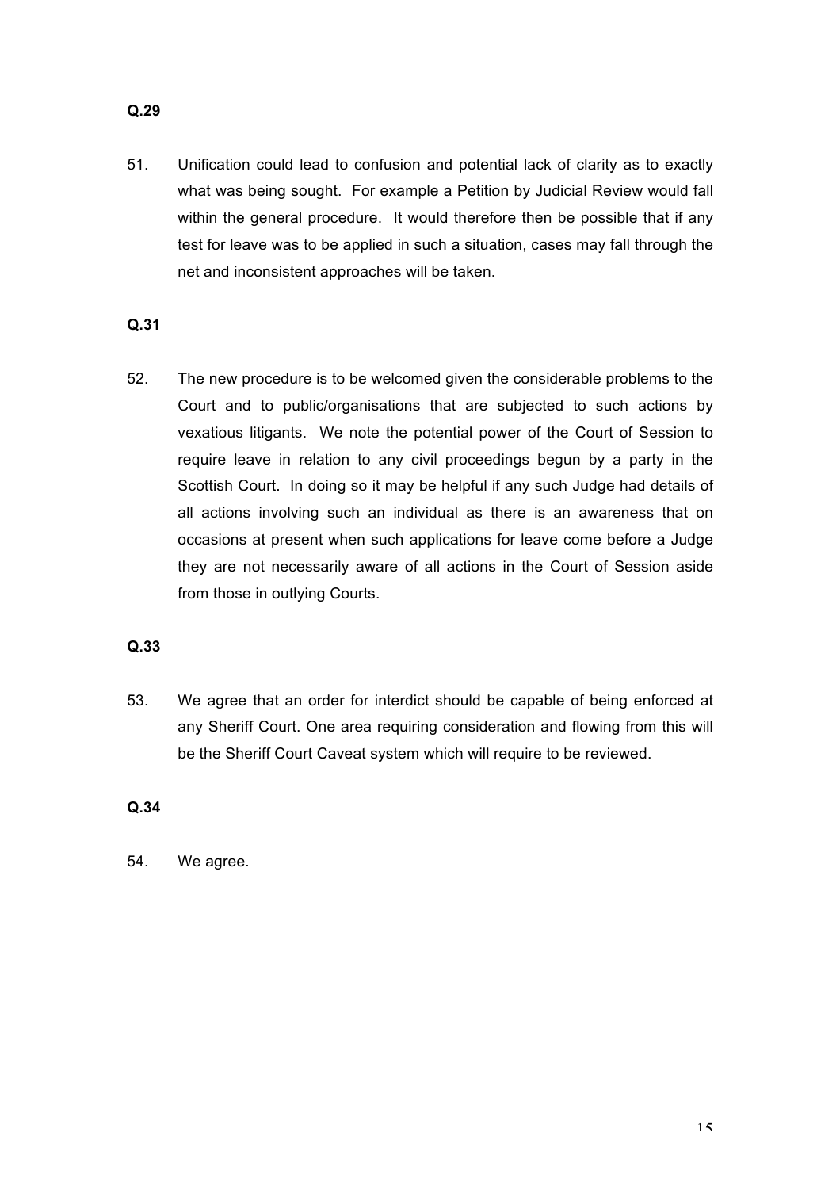**Q.29**

51. Unification could lead to confusion and potential lack of clarity as to exactly what was being sought. For example a Petition by Judicial Review would fall within the general procedure. It would therefore then be possible that if any test for leave was to be applied in such a situation, cases may fall through the net and inconsistent approaches will be taken.

**Q.31**

52. The new procedure is to be welcomed given the considerable problems to the Court and to public/organisations that are subjected to such actions by vexatious litigants. We note the potential power of the Court of Session to require leave in relation to any civil proceedings begun by a party in the Scottish Court. In doing so it may be helpful if any such Judge had details of all actions involving such an individual as there is an awareness that on occasions at present when such applications for leave come before a Judge they are not necessarily aware of all actions in the Court of Session aside from those in outlying Courts.

**Q.33**

53. We agree that an order for interdict should be capable of being enforced at any Sheriff Court. One area requiring consideration and flowing from this will be the Sheriff Court Caveat system which will require to be reviewed.

**Q.34**

54. We agree.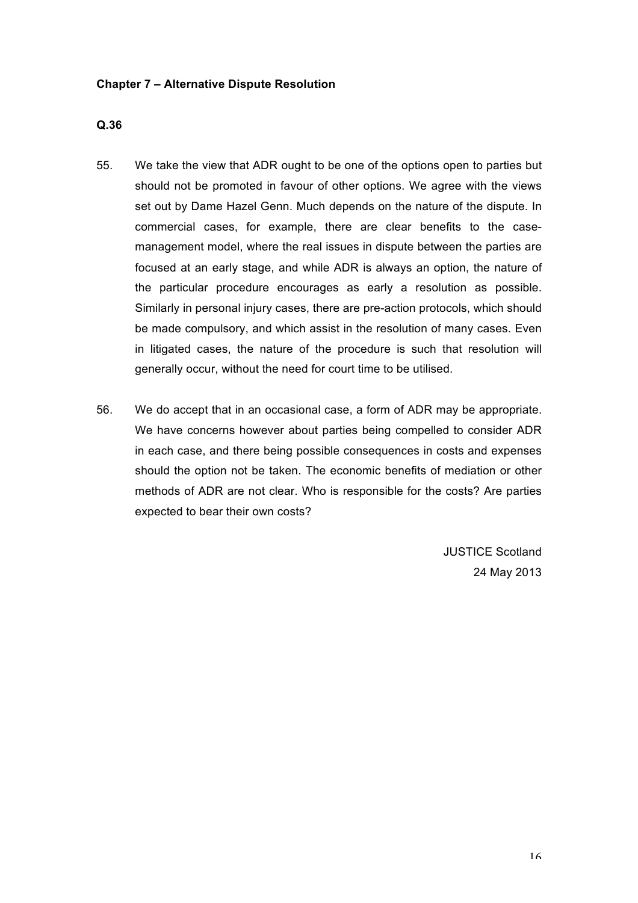**Chapter 7 – Alternative Dispute Resolution**

**Q.36**

55. We take the view that ADR ought to be one of the options open to parties but should not be promoted in favour of other options. We agree with the views set out by Dame Hazel Genn. Much depends on the nature of the dispute. In commercial cases, for example, there are clear benefits to the case-management model, where the real issues in dispute between the parties are focused at an early stage, and while ADR is always an option, the nature of the particular procedure encourages as early a resolution as possible. Similarly in personal injury cases, there are pre-action protocols, which should be made compulsory, and which assist in the resolution of many cases. Even in litigated cases, the nature of the procedure is such that resolution will generally occur, without the need for court time to be utilised.

56. We do accept that in an occasional case, a form of ADR may be appropriate. We have concerns however about parties being compelled to consider ADR in each case, and there being possible consequences in costs and expenses should the option not be taken. The economic benefits of mediation or other methods of ADR are not clear. Who is responsible for the costs? Are parties expected to bear their own costs?

JUSTICE Scotland
24 May 2013